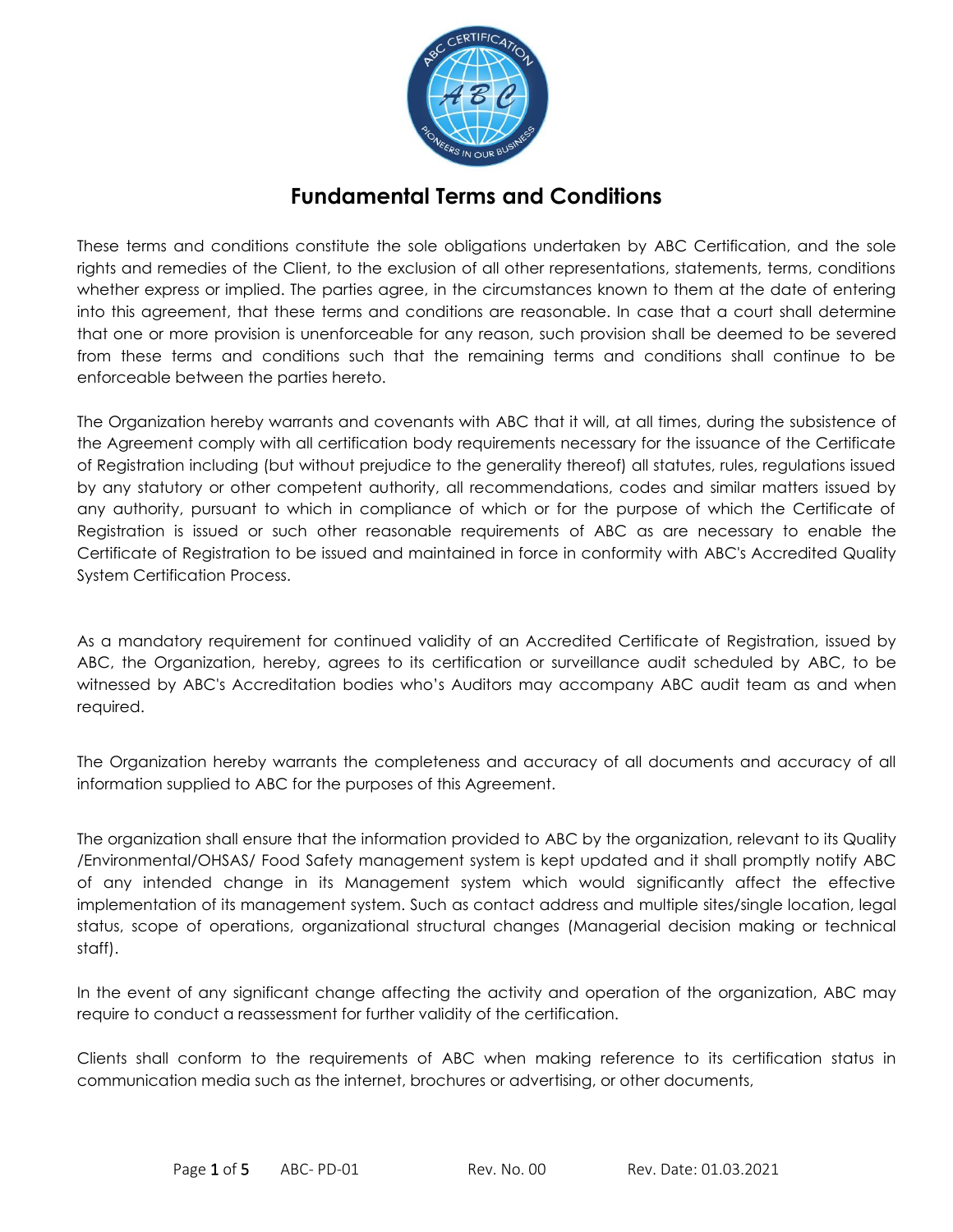# Fundamental Terms and Conditions

These terms and conditions constitute the sole obligations undertaken by ABC Certification, and the sole rights and remedies of the Client, to the exclusion of all other representations, statements, terms, conditions whether express or implied. The parties agree, in the circumstances known to them at the date of entering into this agreement, that these terms and conditions are reasonable. In case that a court shall determine that one or more provision is unenforceable for any reason, such provision shall be deemed to be severed from these terms and conditions such that the remaining terms and conditions shall continue to be enforceable between the parties hereto.

The Organization hereby warrants and covenants with ABC that it will, at all times, during the subsistence of the Agreement comply with all certification body requirements necessary for the issuance of the Certificate of Registration including (but without prejudice to the generality thereof) all statutes, rules, regulations issued by any statutory or other competent authority, all recommendations, codes and similar matters issued by any authority, pursuant to which in compliance of which or for the purpose of which the Certificate of Registration is issued or such other reasonable requirements of ABC as are necessary to enable the Certificate of Registration to be issued and maintained in force in conformity with ABC's Accredited Quality System Certification Process.

As a mandatory requirement for continued validity of an Accredited Certificate of Registration, issued by ABC, the Organization, hereby, agrees to its certification or surveillance audit scheduled by ABC, to be witnessed by ABC's Accreditation bodies who's Auditors may accompany ABC audit team as and when required.

The Organization hereby warrants the completeness and accuracy of all documents and accuracy of all information supplied to ABC for the purposes of this Agreement.

The organization shall ensure that the information provided to ABC by the organization, relevant to its Quality /Environmental/OHSAS/ Food Safety management system is kept updated and it shall promptly notify ABC of any intended change in its Management system which would significantly affect the effective implementation of its management system. Such as contact address and multiple sites/single location, legal status, scope of operations, organizational structural changes (Managerial decision making or technical staff).

In the event of any significant change affecting the activity and operation of the organization, ABC may require to conduct a reassessment for further validity of the certification.

Clients shall conform to the requirements of ABC when making reference to its certification status in communication media such as the internet, brochures or advertising, or other documents,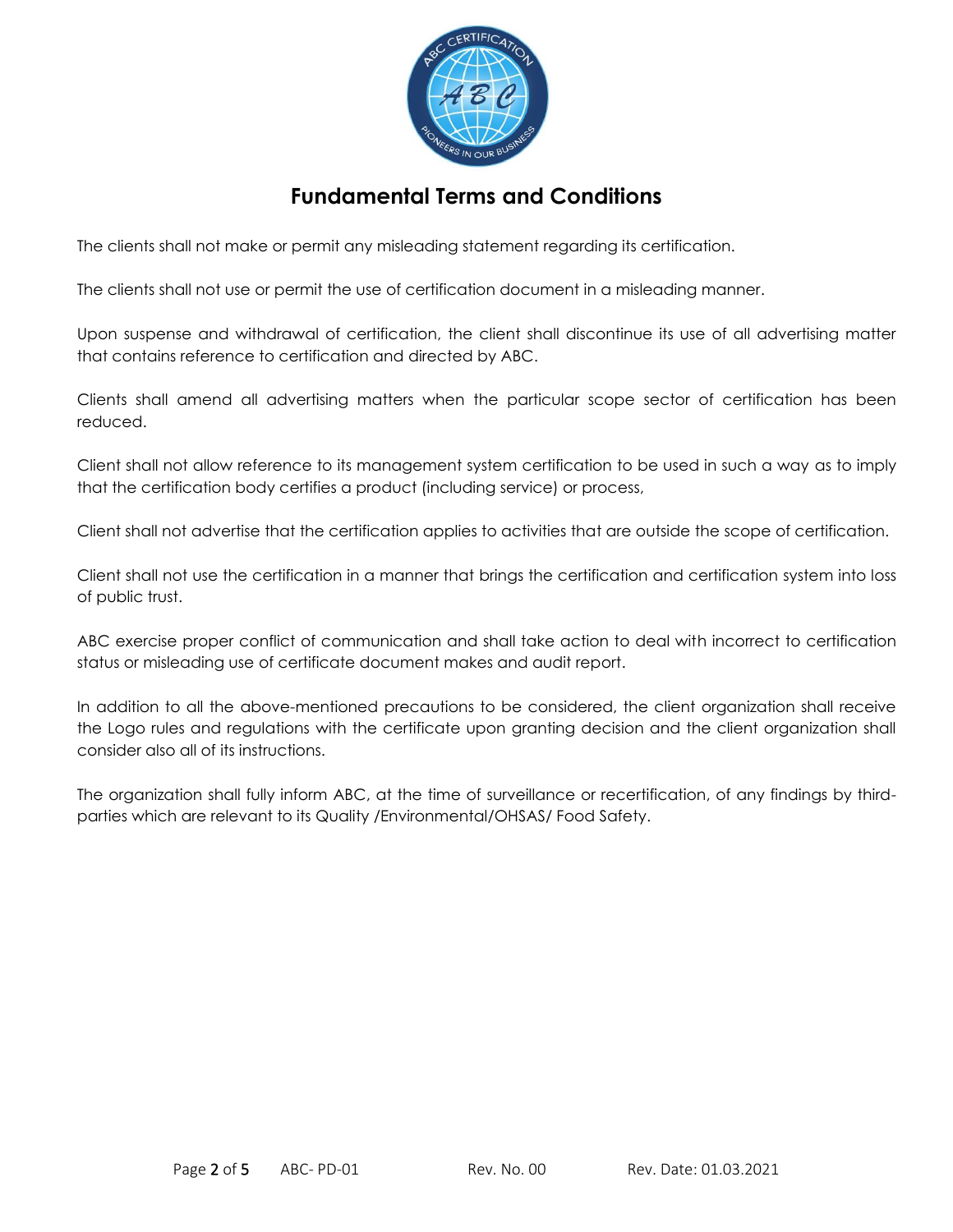# Fundamental Terms and Conditions

The clients shall not make or permit any misleading statement regarding its certification.

The clients shall not use or permit the use of certification document in a misleading manner.

Upon suspense and withdrawal of certification, the client shall discontinue its use of all advertising matter that contains reference to certification and directed by ABC.

Clients shall amend all advertising matters when the particular scope sector of certification has been reduced.

Client shall not allow reference to its management system certification to be used in such a way as to imply that the certification body certifies a product (including service) or process,

Client shall not advertise that the certification applies to activities that are outside the scope of certification.

Client shall not use the certification in a manner that brings the certification and certification system into loss of public trust.

ABC exercise proper conflict of communication and shall take action to deal with incorrect to certification status or misleading use of certificate document makes and audit report.

In addition to all the above-mentioned precautions to be considered, the client organization shall receive the Logo rules and regulations with the certificate upon granting decision and the client organization shall consider also all of its instructions.

The organization shall fully inform ABC, at the time of surveillance or recertification, of any findings by third-parties which are relevant to its Quality /Environmental/OHSAS/ Food Safety.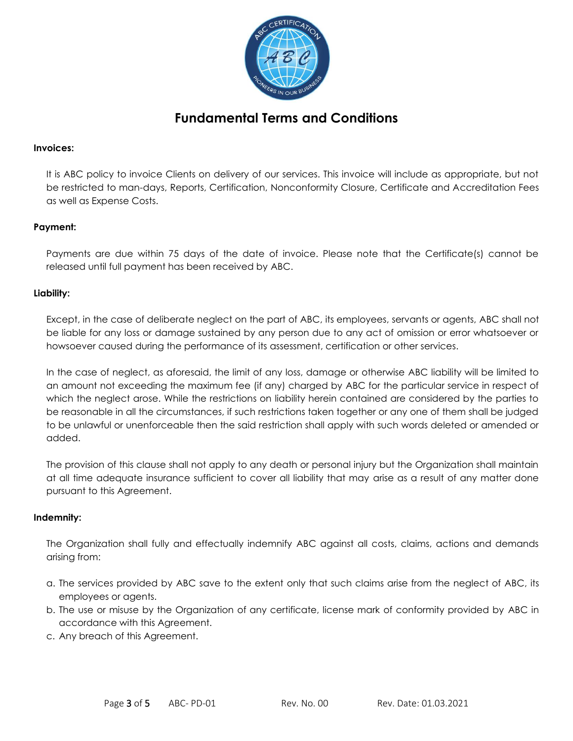# Fundamental Terms and Conditions

**Invoices:**

It is ABC policy to invoice Clients on delivery of our services. This invoice will include as appropriate, but not be restricted to man-days, Reports, Certification, Nonconformity Closure, Certificate and Accreditation Fees as well as Expense Costs.

**Payment:**

Payments are due within 75 days of the date of invoice. Please note that the Certificate(s) cannot be released until full payment has been received by ABC.

**Liability:**

Except, in the case of deliberate neglect on the part of ABC, its employees, servants or agents, ABC shall not be liable for any loss or damage sustained by any person due to any act of omission or error whatsoever or howsoever caused during the performance of its assessment, certification or other services.

In the case of neglect, as aforesaid, the limit of any loss, damage or otherwise ABC liability will be limited to an amount not exceeding the maximum fee (if any) charged by ABC for the particular service in respect of which the neglect arose. While the restrictions on liability herein contained are considered by the parties to be reasonable in all the circumstances, if such restrictions taken together or any one of them shall be judged to be unlawful or unenforceable then the said restriction shall apply with such words deleted or amended or added.

The provision of this clause shall not apply to any death or personal injury but the Organization shall maintain at all time adequate insurance sufficient to cover all liability that may arise as a result of any matter done pursuant to this Agreement.

**Indemnity:**

The Organization shall fully and effectually indemnify ABC against all costs, claims, actions and demands arising from:

a. The services provided by ABC save to the extent only that such claims arise from the neglect of ABC, its employees or agents.
b. The use or misuse by the Organization of any certificate, license mark of conformity provided by ABC in accordance with this Agreement.
c. Any breach of this Agreement.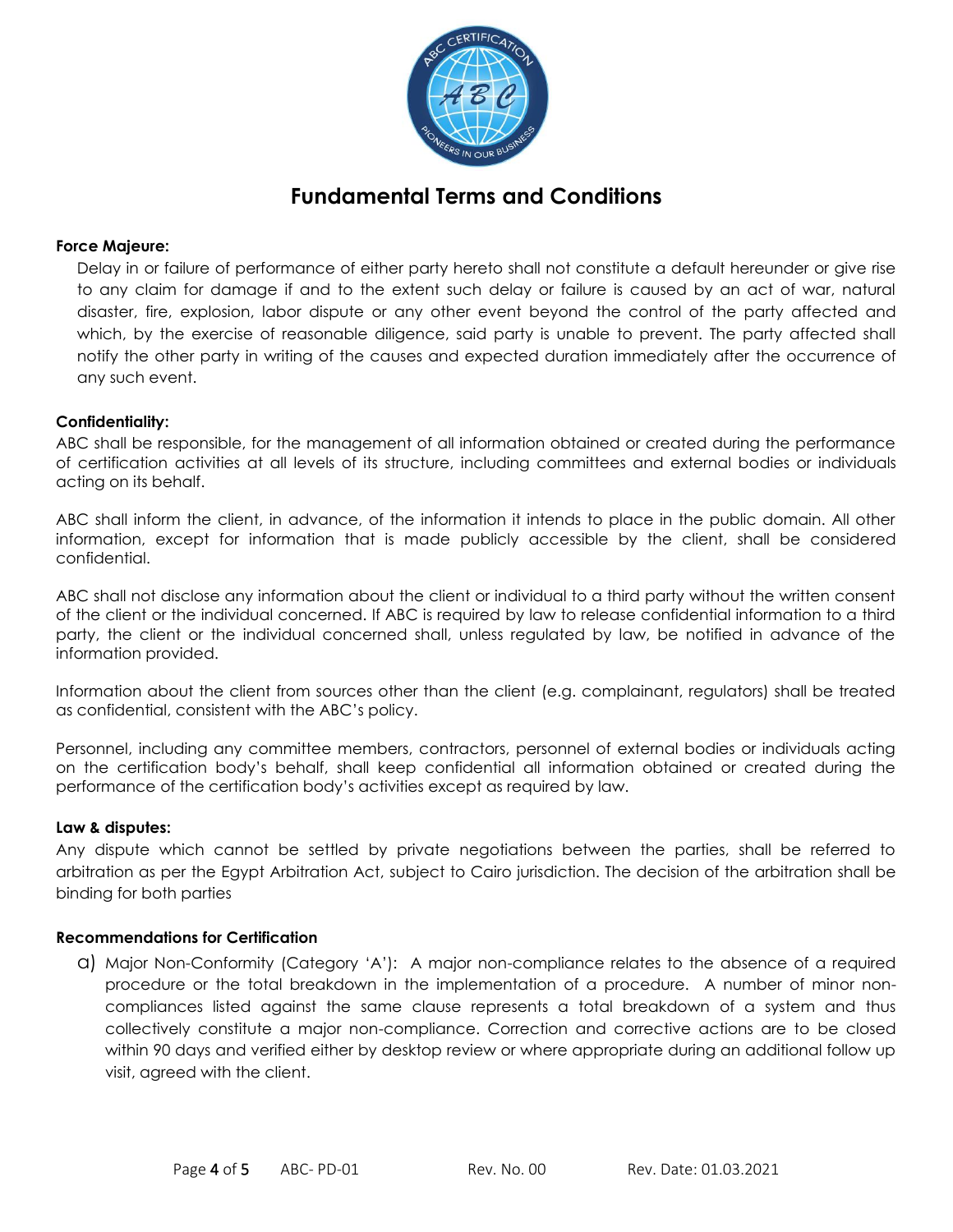# Fundamental Terms and Conditions

**Force Majeure:**

Delay in or failure of performance of either party hereto shall not constitute a default hereunder or give rise to any claim for damage if and to the extent such delay or failure is caused by an act of war, natural disaster, fire, explosion, labor dispute or any other event beyond the control of the party affected and which, by the exercise of reasonable diligence, said party is unable to prevent. The party affected shall notify the other party in writing of the causes and expected duration immediately after the occurrence of any such event.

**Confidentiality:**

ABC shall be responsible, for the management of all information obtained or created during the performance of certification activities at all levels of its structure, including committees and external bodies or individuals acting on its behalf.

ABC shall inform the client, in advance, of the information it intends to place in the public domain. All other information, except for information that is made publicly accessible by the client, shall be considered confidential.

ABC shall not disclose any information about the client or individual to a third party without the written consent of the client or the individual concerned. If ABC is required by law to release confidential information to a third party, the client or the individual concerned shall, unless regulated by law, be notified in advance of the information provided.

Information about the client from sources other than the client (e.g. complainant, regulators) shall be treated as confidential, consistent with the ABC's policy.

Personnel, including any committee members, contractors, personnel of external bodies or individuals acting on the certification body's behalf, shall keep confidential all information obtained or created during the performance of the certification body's activities except as required by law.

**Law & disputes:**

Any dispute which cannot be settled by private negotiations between the parties, shall be referred to arbitration as per the Egypt Arbitration Act, subject to Cairo jurisdiction. The decision of the arbitration shall be binding for both parties

**Recommendations for Certification**

a) Major Non-Conformity (Category 'A'): A major non-compliance relates to the absence of a required procedure or the total breakdown in the implementation of a procedure. A number of minor non-compliances listed against the same clause represents a total breakdown of a system and thus collectively constitute a major non-compliance. Correction and corrective actions are to be closed within 90 days and verified either by desktop review or where appropriate during an additional follow up visit, agreed with the client.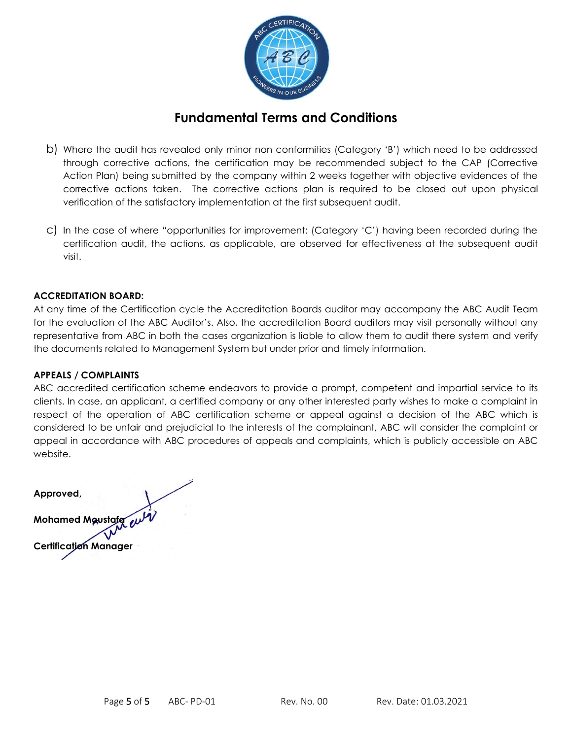# Fundamental Terms and Conditions

b) Where the audit has revealed only minor non conformities (Category 'B') which need to be addressed through corrective actions, the certification may be recommended subject to the CAP (Corrective Action Plan) being submitted by the company within 2 weeks together with objective evidences of the corrective actions taken. The corrective actions plan is required to be closed out upon physical verification of the satisfactory implementation at the first subsequent audit.

c) In the case of where "opportunities for improvement: (Category 'C') having been recorded during the certification audit, the actions, as applicable, are observed for effectiveness at the subsequent audit visit.

**ACCREDITATION BOARD:**

At any time of the Certification cycle the Accreditation Boards auditor may accompany the ABC Audit Team for the evaluation of the ABC Auditor's. Also, the accreditation Board auditors may visit personally without any representative from ABC in both the cases organization is liable to allow them to audit there system and verify the documents related to Management System but under prior and timely information.

**APPEALS / COMPLAINTS**

ABC accredited certification scheme endeavors to provide a prompt, competent and impartial service to its clients. In case, an applicant, a certified company or any other interested party wishes to make a complaint in respect of the operation of ABC certification scheme or appeal against a decision of the ABC which is considered to be unfair and prejudicial to the interests of the complainant, ABC will consider the complaint or appeal in accordance with ABC procedures of appeals and complaints, which is publicly accessible on ABC website.

**Approved,**

**Mohamed Moustafa**

**Certification Manager**